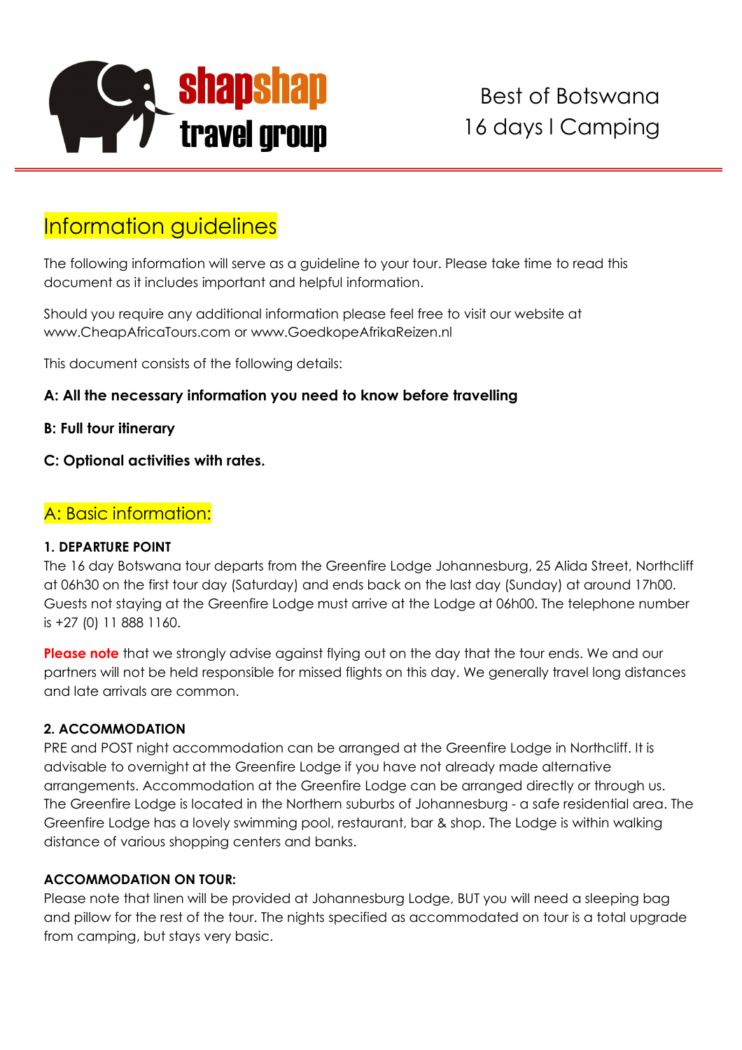shapshap travel group

Best of Botswana
16 days I Camping

# Information guidelines

The following information will serve as a guideline to your tour. Please take time to read this document as it includes important and helpful information.

Should you require any additional information please feel free to visit our website at www.CheapAfricaTours.com or www.GoedkopeAfrikaReizen.nl

This document consists of the following details:

**A: All the necessary information you need to know before travelling**

**B: Full tour itinerary**

**C: Optional activities with rates.**

## A: Basic information:

**1. DEPARTURE POINT**
The 16 day Botswana tour departs from the Greenfire Lodge Johannesburg, 25 Alida Street, Northcliff at 06h30 on the first tour day (Saturday) and ends back on the last day (Sunday) at around 17h00. Guests not staying at the Greenfire Lodge must arrive at the Lodge at 06h00. The telephone number is +27 (0) 11 888 1160.

**Please note** that we strongly advise against flying out on the day that the tour ends. We and our partners will not be held responsible for missed flights on this day. We generally travel long distances and late arrivals are common.

**2. ACCOMMODATION**
PRE and POST night accommodation can be arranged at the Greenfire Lodge in Northcliff. It is advisable to overnight at the Greenfire Lodge if you have not already made alternative arrangements. Accommodation at the Greenfire Lodge can be arranged directly or through us. The Greenfire Lodge is located in the Northern suburbs of Johannesburg - a safe residential area. The Greenfire Lodge has a lovely swimming pool, restaurant, bar & shop. The Lodge is within walking distance of various shopping centers and banks.

**ACCOMMODATION ON TOUR:**
Please note that linen will be provided at Johannesburg Lodge, BUT you will need a sleeping bag and pillow for the rest of the tour. The nights specified as accommodated on tour is a total upgrade from camping, but stays very basic.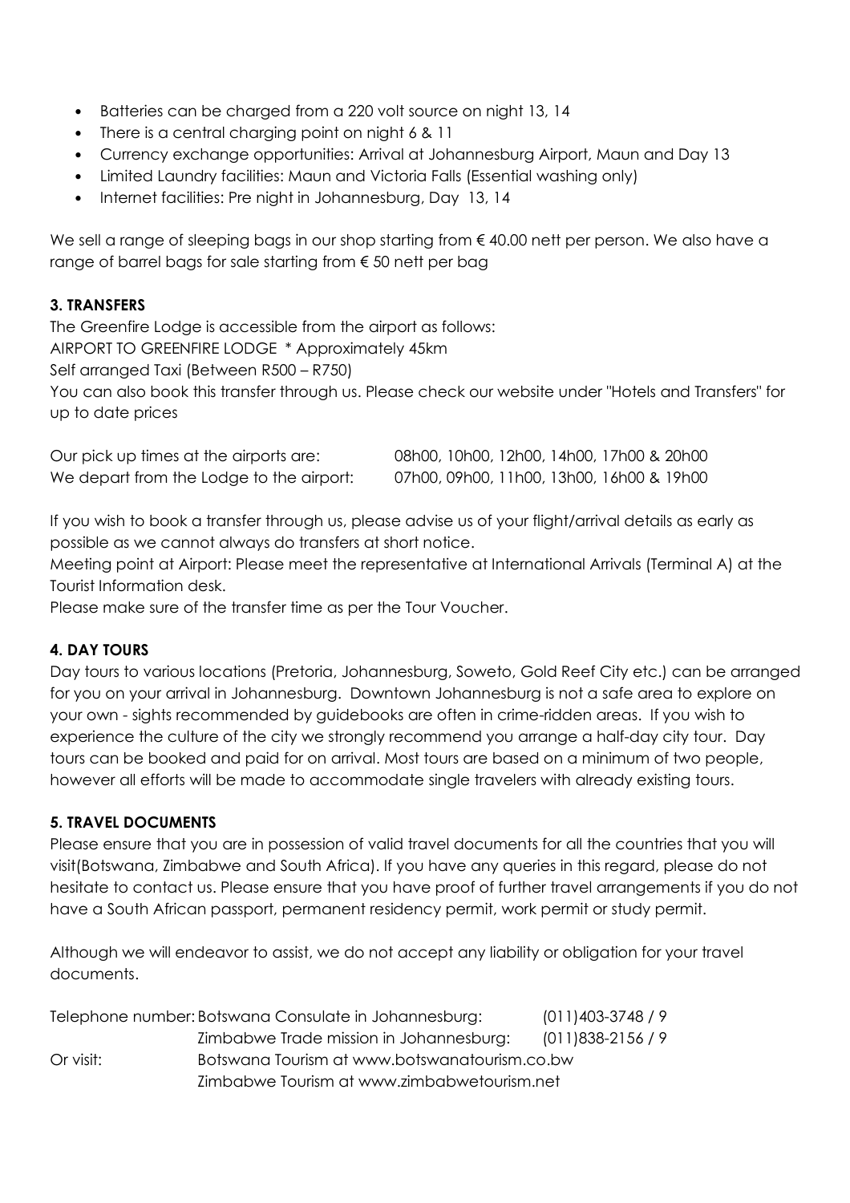- Batteries can be charged from a 220 volt source on night 13, 14
- There is a central charging point on night 6 & 11
- Currency exchange opportunities: Arrival at Johannesburg Airport, Maun and Day 13
- Limited Laundry facilities: Maun and Victoria Falls (Essential washing only)
- Internet facilities: Pre night in Johannesburg, Day 13, 14

We sell a range of sleeping bags in our shop starting from € 40.00 nett per person. We also have a range of barrel bags for sale starting from € 50 nett per bag

**3. TRANSFERS**

The Greenfire Lodge is accessible from the airport as follows:

AIRPORT TO GREENFIRE LODGE * Approximately 45km

Self arranged Taxi (Between R500 – R750)

You can also book this transfer through us. Please check our website under "Hotels and Transfers" for up to date prices

| | |
|---|---|
| Our pick up times at the airports are: | 08h00, 10h00, 12h00, 14h00, 17h00 & 20h00 |
| We depart from the Lodge to the airport: | 07h00, 09h00, 11h00, 13h00, 16h00 & 19h00 |

If you wish to book a transfer through us, please advise us of your flight/arrival details as early as possible as we cannot always do transfers at short notice.

Meeting point at Airport: Please meet the representative at International Arrivals (Terminal A) at the Tourist Information desk.

Please make sure of the transfer time as per the Tour Voucher.

**4. DAY TOURS**

Day tours to various locations (Pretoria, Johannesburg, Soweto, Gold Reef City etc.) can be arranged for you on your arrival in Johannesburg. Downtown Johannesburg is not a safe area to explore on your own - sights recommended by guidebooks are often in crime-ridden areas. If you wish to experience the culture of the city we strongly recommend you arrange a half-day city tour. Day tours can be booked and paid for on arrival. Most tours are based on a minimum of two people, however all efforts will be made to accommodate single travelers with already existing tours.

**5. TRAVEL DOCUMENTS**

Please ensure that you are in possession of valid travel documents for all the countries that you will visit(Botswana, Zimbabwe and South Africa). If you have any queries in this regard, please do not hesitate to contact us. Please ensure that you have proof of further travel arrangements if you do not have a South African passport, permanent residency permit, work permit or study permit.

Although we will endeavor to assist, we do not accept any liability or obligation for your travel documents.

| | | |
|---|---|---|
| Telephone number: | Botswana Consulate in Johannesburg: | (011)403-3748 / 9 |
| | Zimbabwe Trade mission in Johannesburg: | (011)838-2156 / 9 |
| Or visit: | Botswana Tourism at www.botswanatourism.co.bw | |
| | Zimbabwe Tourism at www.zimbabwetourism.net | |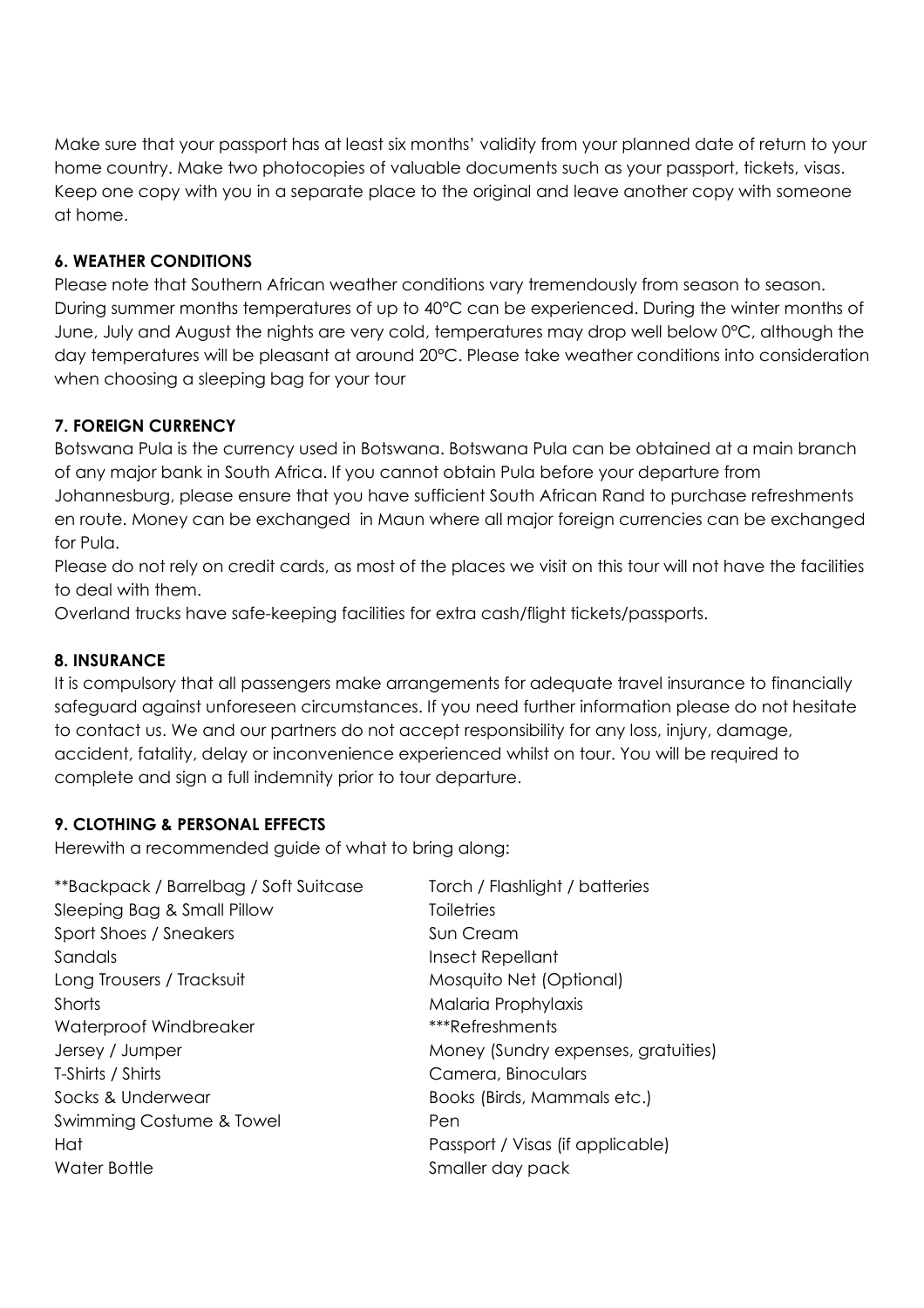Make sure that your passport has at least six months' validity from your planned date of return to your home country. Make two photocopies of valuable documents such as your passport, tickets, visas. Keep one copy with you in a separate place to the original and leave another copy with someone at home.

### 6. WEATHER CONDITIONS

Please note that Southern African weather conditions vary tremendously from season to season. During summer months temperatures of up to 40°C can be experienced. During the winter months of June, July and August the nights are very cold, temperatures may drop well below 0°C, although the day temperatures will be pleasant at around 20°C. Please take weather conditions into consideration when choosing a sleeping bag for your tour

### 7. FOREIGN CURRENCY

Botswana Pula is the currency used in Botswana. Botswana Pula can be obtained at a main branch of any major bank in South Africa. If you cannot obtain Pula before your departure from Johannesburg, please ensure that you have sufficient South African Rand to purchase refreshments en route. Money can be exchanged in Maun where all major foreign currencies can be exchanged for Pula.

Please do not rely on credit cards, as most of the places we visit on this tour will not have the facilities to deal with them.

Overland trucks have safe-keeping facilities for extra cash/flight tickets/passports.

### 8. INSURANCE

It is compulsory that all passengers make arrangements for adequate travel insurance to financially safeguard against unforeseen circumstances. If you need further information please do not hesitate to contact us. We and our partners do not accept responsibility for any loss, injury, damage, accident, fatality, delay or inconvenience experienced whilst on tour. You will be required to complete and sign a full indemnity prior to tour departure.

### 9. CLOTHING & PERSONAL EFFECTS

Herewith a recommended guide of what to bring along:

- **Backpack / Barrelbag / Soft Suitcase
- Sleeping Bag & Small Pillow
- Sport Shoes / Sneakers
- Sandals
- Long Trousers / Tracksuit
- Shorts
- Waterproof Windbreaker
- Jersey / Jumper
- T-Shirts / Shirts
- Socks & Underwear
- Swimming Costume & Towel
- Hat
- Water Bottle
- Torch / Flashlight / batteries
- Toiletries
- Sun Cream
- Insect Repellant
- Mosquito Net (Optional)
- Malaria Prophylaxis
- ***Refreshments
- Money (Sundry expenses, gratuities)
- Camera, Binoculars
- Books (Birds, Mammals etc.)
- Pen
- Passport / Visas (if applicable)
- Smaller day pack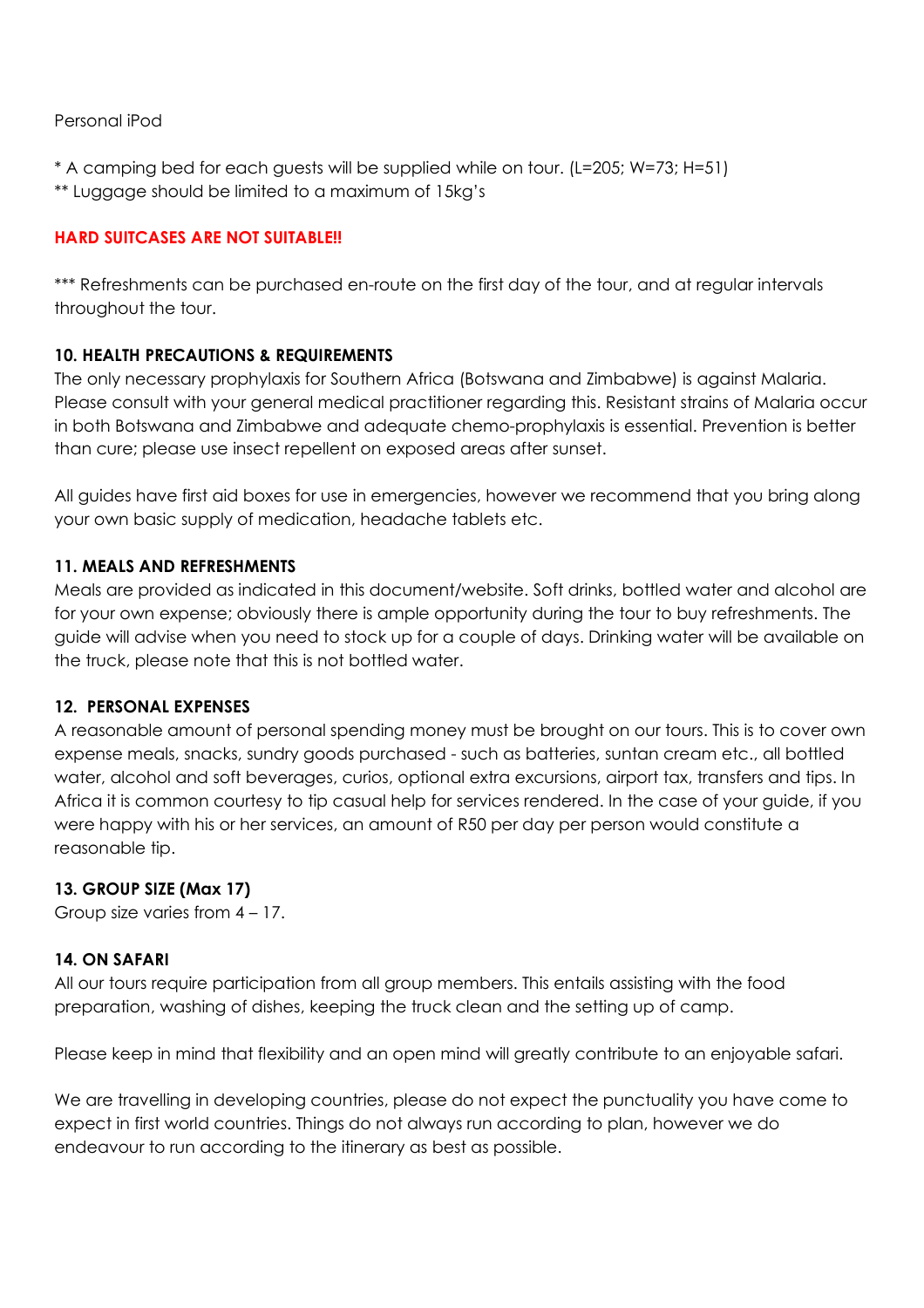Personal iPod

* A camping bed for each guests will be supplied while on tour. (L=205; W=73; H=51)
** Luggage should be limited to a maximum of 15kg's

**HARD SUITCASES ARE NOT SUITABLE!!**

*** Refreshments can be purchased en-route on the first day of the tour, and at regular intervals throughout the tour.

### 10. HEALTH PRECAUTIONS & REQUIREMENTS

The only necessary prophylaxis for Southern Africa (Botswana and Zimbabwe) is against Malaria. Please consult with your general medical practitioner regarding this. Resistant strains of Malaria occur in both Botswana and Zimbabwe and adequate chemo-prophylaxis is essential. Prevention is better than cure; please use insect repellent on exposed areas after sunset.

All guides have first aid boxes for use in emergencies, however we recommend that you bring along your own basic supply of medication, headache tablets etc.

### 11. MEALS AND REFRESHMENTS

Meals are provided as indicated in this document/website. Soft drinks, bottled water and alcohol are for your own expense; obviously there is ample opportunity during the tour to buy refreshments. The guide will advise when you need to stock up for a couple of days. Drinking water will be available on the truck, please note that this is not bottled water.

### 12. PERSONAL EXPENSES

A reasonable amount of personal spending money must be brought on our tours. This is to cover own expense meals, snacks, sundry goods purchased - such as batteries, suntan cream etc., all bottled water, alcohol and soft beverages, curios, optional extra excursions, airport tax, transfers and tips. In Africa it is common courtesy to tip casual help for services rendered. In the case of your guide, if you were happy with his or her services, an amount of R50 per day per person would constitute a reasonable tip.

### 13. GROUP SIZE (Max 17)

Group size varies from 4 – 17.

### 14. ON SAFARI

All our tours require participation from all group members. This entails assisting with the food preparation, washing of dishes, keeping the truck clean and the setting up of camp.

Please keep in mind that flexibility and an open mind will greatly contribute to an enjoyable safari.

We are travelling in developing countries, please do not expect the punctuality you have come to expect in first world countries. Things do not always run according to plan, however we do endeavour to run according to the itinerary as best as possible.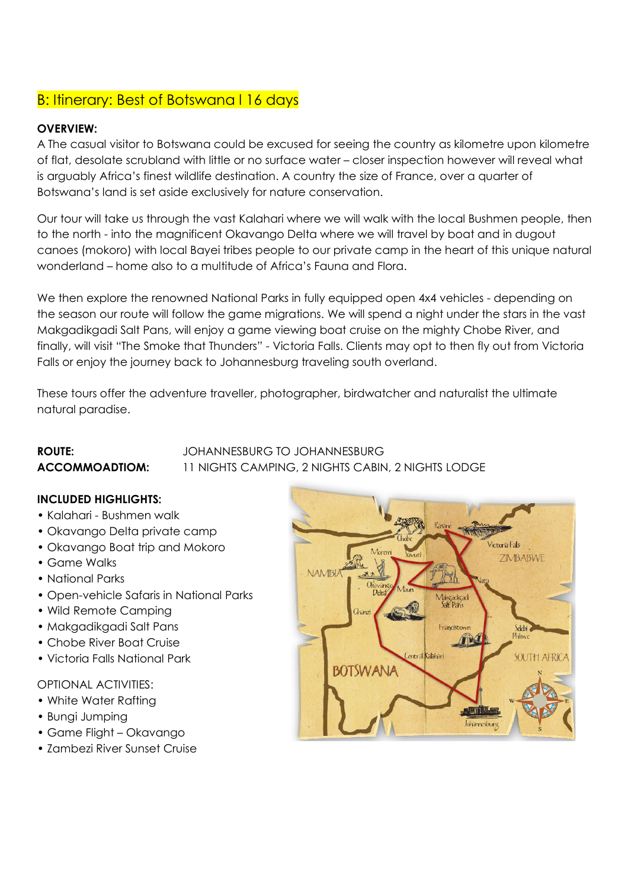## B: Itinerary: Best of Botswana I 16 days

**OVERVIEW:**
A The casual visitor to Botswana could be excused for seeing the country as kilometre upon kilometre of flat, desolate scrubland with little or no surface water – closer inspection however will reveal what is arguably Africa's finest wildlife destination. A country the size of France, over a quarter of Botswana's land is set aside exclusively for nature conservation.

Our tour will take us through the vast Kalahari where we will walk with the local Bushmen people, then to the north - into the magnificent Okavango Delta where we will travel by boat and in dugout canoes (mokoro) with local Bayei tribes people to our private camp in the heart of this unique natural wonderland – home also to a multitude of Africa's Fauna and Flora.

We then explore the renowned National Parks in fully equipped open 4x4 vehicles - depending on the season our route will follow the game migrations. We will spend a night under the stars in the vast Makgadikgadi Salt Pans, will enjoy a game viewing boat cruise on the mighty Chobe River, and finally, will visit "The Smoke that Thunders" - Victoria Falls. Clients may opt to then fly out from Victoria Falls or enjoy the journey back to Johannesburg traveling south overland.

These tours offer the adventure traveller, photographer, birdwatcher and naturalist the ultimate natural paradise.

**ROUTE:** JOHANNESBURG TO JOHANNESBURG
**ACCOMMOADTIOM:** 11 NIGHTS CAMPING, 2 NIGHTS CABIN, 2 NIGHTS LODGE

**INCLUDED HIGHLIGHTS:**
- Kalahari - Bushmen walk
- Okavango Delta private camp
- Okavango Boat trip and Mokoro
- Game Walks
- National Parks
- Open-vehicle Safaris in National Parks
- Wild Remote Camping
- Makgadikgadi Salt Pans
- Chobe River Boat Cruise
- Victoria Falls National Park

OPTIONAL ACTIVITIES:
- White Water Rafting
- Bungi Jumping
- Game Flight – Okavango
- Zambezi River Sunset Cruise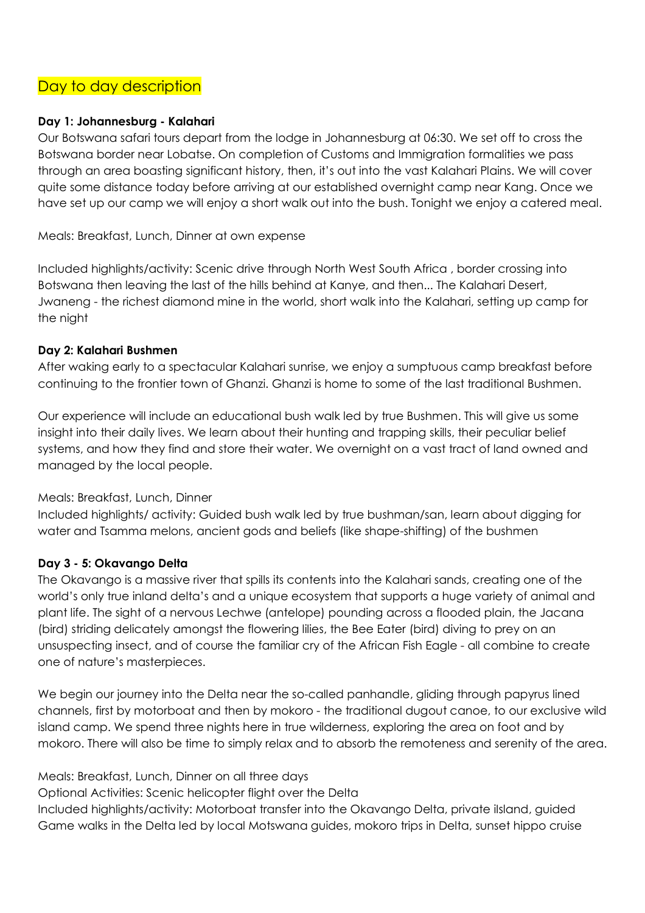## Day to day description

**Day 1: Johannesburg - Kalahari**

Our Botswana safari tours depart from the lodge in Johannesburg at 06:30. We set off to cross the Botswana border near Lobatse. On completion of Customs and Immigration formalities we pass through an area boasting significant history, then, it's out into the vast Kalahari Plains. We will cover quite some distance today before arriving at our established overnight camp near Kang. Once we have set up our camp we will enjoy a short walk out into the bush. Tonight we enjoy a catered meal.

Meals: Breakfast, Lunch, Dinner at own expense

Included highlights/activity: Scenic drive through North West South Africa , border crossing into Botswana then leaving the last of the hills behind at Kanye, and then... The Kalahari Desert, Jwaneng - the richest diamond mine in the world, short walk into the Kalahari, setting up camp for the night

**Day 2: Kalahari Bushmen**

After waking early to a spectacular Kalahari sunrise, we enjoy a sumptuous camp breakfast before continuing to the frontier town of Ghanzi. Ghanzi is home to some of the last traditional Bushmen.

Our experience will include an educational bush walk led by true Bushmen. This will give us some insight into their daily lives. We learn about their hunting and trapping skills, their peculiar belief systems, and how they find and store their water. We overnight on a vast tract of land owned and managed by the local people.

Meals: Breakfast, Lunch, Dinner
Included highlights/ activity: Guided bush walk led by true bushman/san, learn about digging for water and Tsamma melons, ancient gods and beliefs (like shape-shifting) of the bushmen

**Day 3 - 5: Okavango Delta**

The Okavango is a massive river that spills its contents into the Kalahari sands, creating one of the world's only true inland delta's and a unique ecosystem that supports a huge variety of animal and plant life. The sight of a nervous Lechwe (antelope) pounding across a flooded plain, the Jacana (bird) striding delicately amongst the flowering lilies, the Bee Eater (bird) diving to prey on an unsuspecting insect, and of course the familiar cry of the African Fish Eagle - all combine to create one of nature's masterpieces.

We begin our journey into the Delta near the so-called panhandle, gliding through papyrus lined channels, first by motorboat and then by mokoro - the traditional dugout canoe, to our exclusive wild island camp. We spend three nights here in true wilderness, exploring the area on foot and by mokoro. There will also be time to simply relax and to absorb the remoteness and serenity of the area.

Meals: Breakfast, Lunch, Dinner on all three days
Optional Activities: Scenic helicopter flight over the Delta
Included highlights/activity: Motorboat transfer into the Okavango Delta, private ilsland, guided Game walks in the Delta led by local Motswana guides, mokoro trips in Delta, sunset hippo cruise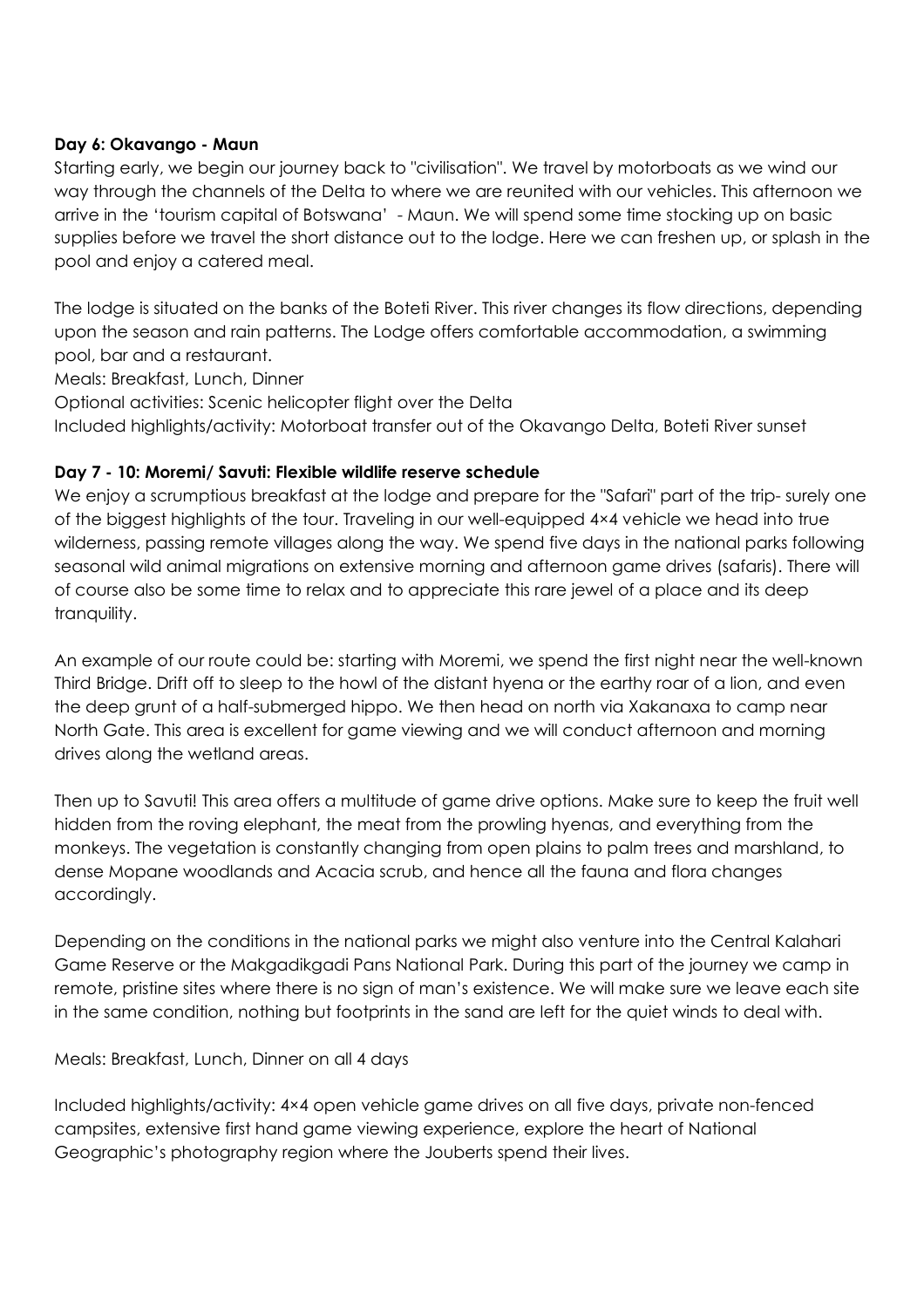**Day 6: Okavango - Maun**

Starting early, we begin our journey back to "civilisation". We travel by motorboats as we wind our way through the channels of the Delta to where we are reunited with our vehicles. This afternoon we arrive in the 'tourism capital of Botswana' - Maun. We will spend some time stocking up on basic supplies before we travel the short distance out to the lodge. Here we can freshen up, or splash in the pool and enjoy a catered meal.

The lodge is situated on the banks of the Boteti River. This river changes its flow directions, depending upon the season and rain patterns. The Lodge offers comfortable accommodation, a swimming pool, bar and a restaurant.

Meals: Breakfast, Lunch, Dinner

Optional activities: Scenic helicopter flight over the Delta

Included highlights/activity: Motorboat transfer out of the Okavango Delta, Boteti River sunset

**Day 7 - 10: Moremi/ Savuti: Flexible wildlife reserve schedule**

We enjoy a scrumptious breakfast at the lodge and prepare for the "Safari" part of the trip- surely one of the biggest highlights of the tour. Traveling in our well-equipped 4×4 vehicle we head into true wilderness, passing remote villages along the way. We spend five days in the national parks following seasonal wild animal migrations on extensive morning and afternoon game drives (safaris). There will of course also be some time to relax and to appreciate this rare jewel of a place and its deep tranquility.

An example of our route could be: starting with Moremi, we spend the first night near the well-known Third Bridge. Drift off to sleep to the howl of the distant hyena or the earthy roar of a lion, and even the deep grunt of a half-submerged hippo. We then head on north via Xakanaxa to camp near North Gate. This area is excellent for game viewing and we will conduct afternoon and morning drives along the wetland areas.

Then up to Savuti! This area offers a multitude of game drive options. Make sure to keep the fruit well hidden from the roving elephant, the meat from the prowling hyenas, and everything from the monkeys. The vegetation is constantly changing from open plains to palm trees and marshland, to dense Mopane woodlands and Acacia scrub, and hence all the fauna and flora changes accordingly.

Depending on the conditions in the national parks we might also venture into the Central Kalahari Game Reserve or the Makgadikgadi Pans National Park. During this part of the journey we camp in remote, pristine sites where there is no sign of man's existence. We will make sure we leave each site in the same condition, nothing but footprints in the sand are left for the quiet winds to deal with.

Meals: Breakfast, Lunch, Dinner on all 4 days

Included highlights/activity: 4×4 open vehicle game drives on all five days, private non-fenced campsites, extensive first hand game viewing experience, explore the heart of National Geographic's photography region where the Jouberts spend their lives.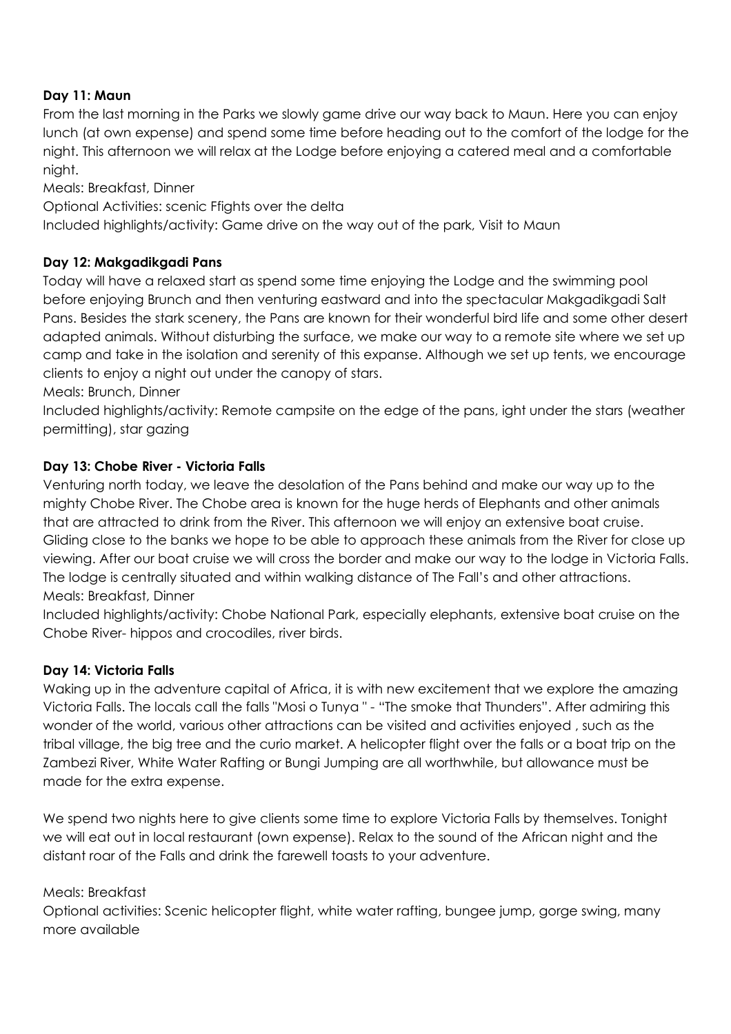**Day 11: Maun**

From the last morning in the Parks we slowly game drive our way back to Maun. Here you can enjoy lunch (at own expense) and spend some time before heading out to the comfort of the lodge for the night. This afternoon we will relax at the Lodge before enjoying a catered meal and a comfortable night.

Meals: Breakfast, Dinner

Optional Activities: scenic Ffights over the delta

Included highlights/activity: Game drive on the way out of the park, Visit to Maun

**Day 12: Makgadikgadi Pans**

Today will have a relaxed start as spend some time enjoying the Lodge and the swimming pool before enjoying Brunch and then venturing eastward and into the spectacular Makgadikgadi Salt Pans. Besides the stark scenery, the Pans are known for their wonderful bird life and some other desert adapted animals. Without disturbing the surface, we make our way to a remote site where we set up camp and take in the isolation and serenity of this expanse. Although we set up tents, we encourage clients to enjoy a night out under the canopy of stars.

Meals: Brunch, Dinner

Included highlights/activity: Remote campsite on the edge of the pans, ight under the stars (weather permitting), star gazing

**Day 13: Chobe River - Victoria Falls**

Venturing north today, we leave the desolation of the Pans behind and make our way up to the mighty Chobe River. The Chobe area is known for the huge herds of Elephants and other animals that are attracted to drink from the River. This afternoon we will enjoy an extensive boat cruise. Gliding close to the banks we hope to be able to approach these animals from the River for close up viewing. After our boat cruise we will cross the border and make our way to the lodge in Victoria Falls. The lodge is centrally situated and within walking distance of The Fall's and other attractions.

Meals: Breakfast, Dinner

Included highlights/activity: Chobe National Park, especially elephants, extensive boat cruise on the Chobe River- hippos and crocodiles, river birds.

**Day 14: Victoria Falls**

Waking up in the adventure capital of Africa, it is with new excitement that we explore the amazing Victoria Falls. The locals call the falls "Mosi o Tunya " - "The smoke that Thunders". After admiring this wonder of the world, various other attractions can be visited and activities enjoyed , such as the tribal village, the big tree and the curio market. A helicopter flight over the falls or a boat trip on the Zambezi River, White Water Rafting or Bungi Jumping are all worthwhile, but allowance must be made for the extra expense.

We spend two nights here to give clients some time to explore Victoria Falls by themselves. Tonight we will eat out in local restaurant (own expense). Relax to the sound of the African night and the distant roar of the Falls and drink the farewell toasts to your adventure.

Meals: Breakfast

Optional activities: Scenic helicopter flight, white water rafting, bungee jump, gorge swing, many more available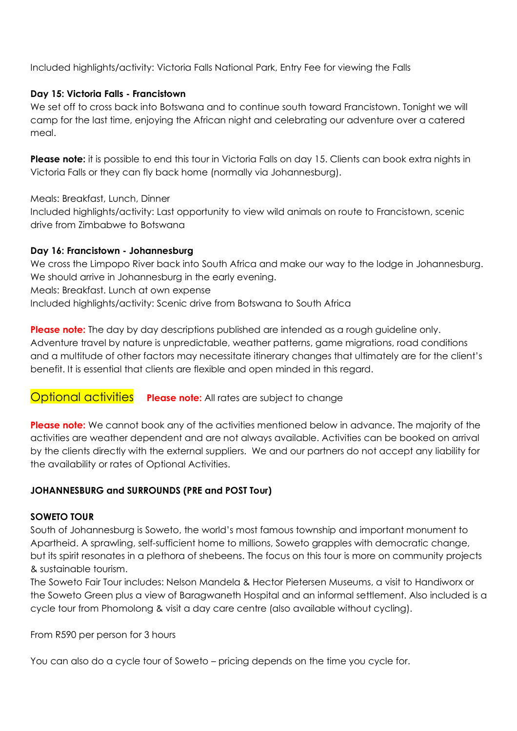Included highlights/activity: Victoria Falls National Park, Entry Fee for viewing the Falls

**Day 15: Victoria Falls - Francistown**

We set off to cross back into Botswana and to continue south toward Francistown. Tonight we will camp for the last time, enjoying the African night and celebrating our adventure over a catered meal.

**Please note:** it is possible to end this tour in Victoria Falls on day 15. Clients can book extra nights in Victoria Falls or they can fly back home (normally via Johannesburg).

Meals: Breakfast, Lunch, Dinner

Included highlights/activity: Last opportunity to view wild animals on route to Francistown, scenic drive from Zimbabwe to Botswana

**Day 16: Francistown - Johannesburg**

We cross the Limpopo River back into South Africa and make our way to the lodge in Johannesburg. We should arrive in Johannesburg in the early evening.

Meals: Breakfast. Lunch at own expense

Included highlights/activity: Scenic drive from Botswana to South Africa

**Please note:** The day by day descriptions published are intended as a rough guideline only. Adventure travel by nature is unpredictable, weather patterns, game migrations, road conditions and a multitude of other factors may necessitate itinerary changes that ultimately are for the client's benefit. It is essential that clients are flexible and open minded in this regard.

## Optional activities

**Please note:** All rates are subject to change

**Please note:** We cannot book any of the activities mentioned below in advance. The majority of the activities are weather dependent and are not always available. Activities can be booked on arrival by the clients directly with the external suppliers. We and our partners do not accept any liability for the availability or rates of Optional Activities.

**JOHANNESBURG and SURROUNDS (PRE and POST Tour)**

**SOWETO TOUR**

South of Johannesburg is Soweto, the world's most famous township and important monument to Apartheid. A sprawling, self-sufficient home to millions, Soweto grapples with democratic change, but its spirit resonates in a plethora of shebeens. The focus on this tour is more on community projects & sustainable tourism.

The Soweto Fair Tour includes: Nelson Mandela & Hector Pietersen Museums, a visit to Handiworx or the Soweto Green plus a view of Baragwaneth Hospital and an informal settlement. Also included is a cycle tour from Phomolong & visit a day care centre (also available without cycling).

From R590 per person for 3 hours

You can also do a cycle tour of Soweto – pricing depends on the time you cycle for.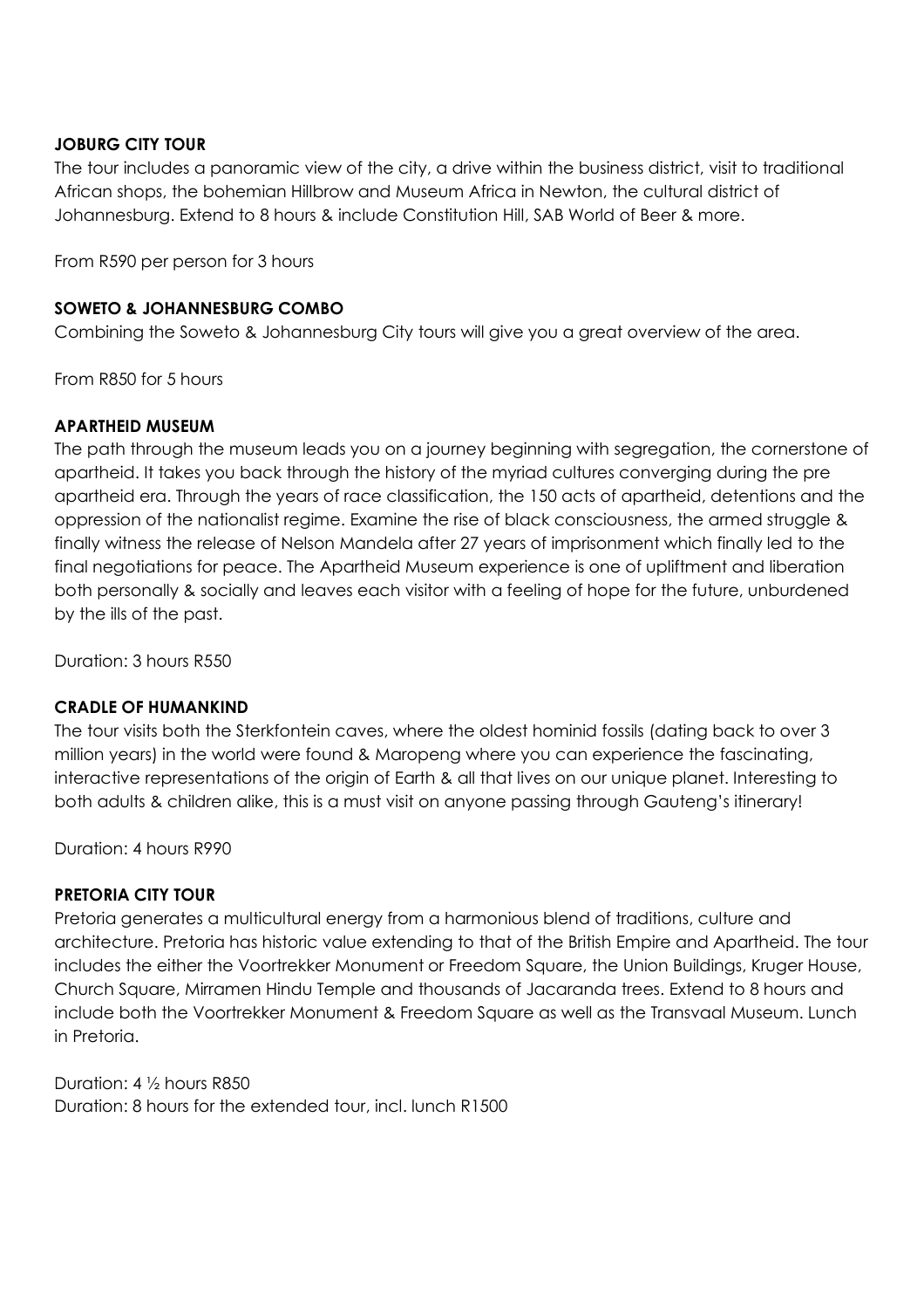**JOBURG CITY TOUR**

The tour includes a panoramic view of the city, a drive within the business district, visit to traditional African shops, the bohemian Hillbrow and Museum Africa in Newton, the cultural district of Johannesburg. Extend to 8 hours & include Constitution Hill, SAB World of Beer & more.

From R590 per person for 3 hours

**SOWETO & JOHANNESBURG COMBO**

Combining the Soweto & Johannesburg City tours will give you a great overview of the area.

From R850 for 5 hours

**APARTHEID MUSEUM**

The path through the museum leads you on a journey beginning with segregation, the cornerstone of apartheid. It takes you back through the history of the myriad cultures converging during the pre apartheid era. Through the years of race classification, the 150 acts of apartheid, detentions and the oppression of the nationalist regime. Examine the rise of black consciousness, the armed struggle & finally witness the release of Nelson Mandela after 27 years of imprisonment which finally led to the final negotiations for peace. The Apartheid Museum experience is one of upliftment and liberation both personally & socially and leaves each visitor with a feeling of hope for the future, unburdened by the ills of the past.

Duration: 3 hours R550

**CRADLE OF HUMANKIND**

The tour visits both the Sterkfontein caves, where the oldest hominid fossils (dating back to over 3 million years) in the world were found & Maropeng where you can experience the fascinating, interactive representations of the origin of Earth & all that lives on our unique planet. Interesting to both adults & children alike, this is a must visit on anyone passing through Gauteng's itinerary!

Duration: 4 hours R990

**PRETORIA CITY TOUR**

Pretoria generates a multicultural energy from a harmonious blend of traditions, culture and architecture. Pretoria has historic value extending to that of the British Empire and Apartheid. The tour includes the either the Voortrekker Monument or Freedom Square, the Union Buildings, Kruger House, Church Square, Mirramen Hindu Temple and thousands of Jacaranda trees. Extend to 8 hours and include both the Voortrekker Monument & Freedom Square as well as the Transvaal Museum. Lunch in Pretoria.

Duration: 4 ½ hours R850
Duration: 8 hours for the extended tour, incl. lunch R1500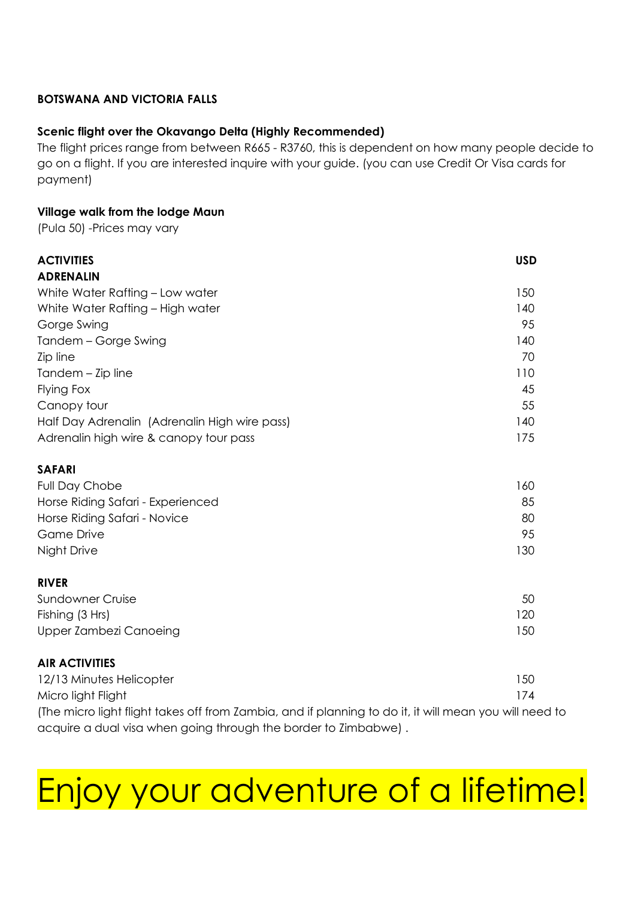**BOTSWANA AND VICTORIA FALLS**

**Scenic flight over the Okavango Delta (Highly Recommended)**

The flight prices range from between R665 - R3760, this is dependent on how many people decide to go on a flight. If you are interested inquire with your guide. (you can use Credit Or Visa cards for payment)

**Village walk from the lodge Maun**

(Pula 50) -Prices may vary

| **ACTIVITIES** | **USD** |
|---|---|
| **ADRENALIN** | |
| White Water Rafting – Low water | 150 |
| White Water Rafting – High water | 140 |
| Gorge Swing | 95 |
| Tandem – Gorge Swing | 140 |
| Zip line | 70 |
| Tandem – Zip line | 110 |
| Flying Fox | 45 |
| Canopy tour | 55 |
| Half Day Adrenalin (Adrenalin High wire pass) | 140 |
| Adrenalin high wire & canopy tour pass | 175 |
| **SAFARI** | |
| Full Day Chobe | 160 |
| Horse Riding Safari - Experienced | 85 |
| Horse Riding Safari - Novice | 80 |
| Game Drive | 95 |
| Night Drive | 130 |
| **RIVER** | |
| Sundowner Cruise | 50 |
| Fishing (3 Hrs) | 120 |
| Upper Zambezi Canoeing | 150 |
| **AIR ACTIVITIES** | |
| 12/13 Minutes Helicopter | 150 |
| Micro light Flight | 174 |

(The micro light flight takes off from Zambia, and if planning to do it, it will mean you will need to acquire a dual visa when going through the border to Zimbabwe) .

# Enjoy your adventure of a lifetime!